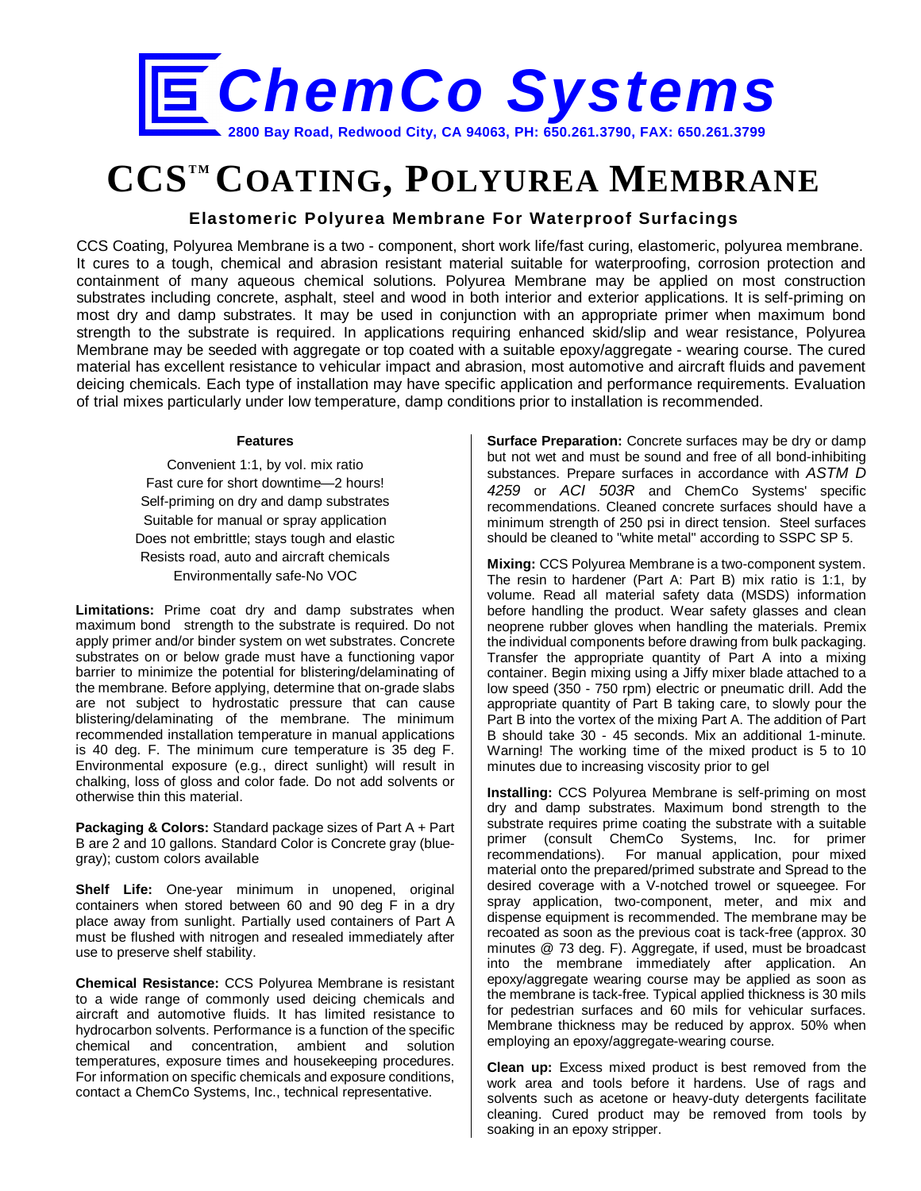# ChemCo Systems

**2800 Bay Road, Redwood City, CA 94063, PH: 650.261.3790, FAX: 650.261.3799**

# CCS™ COATING, POLYUREA MEMBRANE

## Elastomeric Polyurea Membrane For Waterproof Surfacings

CCS Coating, Polyurea Membrane is a two - component, short work life/fast curing, elastomeric, polyurea membrane. It cures to a tough, chemical and abrasion resistant material suitable for waterproofing, corrosion protection and containment of many aqueous chemical solutions. Polyurea Membrane may be applied on most construction substrates including concrete, asphalt, steel and wood in both interior and exterior applications. It is self-priming on most dry and damp substrates. It may be used in conjunction with an appropriate primer when maximum bond strength to the substrate is required. In applications requiring enhanced skid/slip and wear resistance, Polyurea Membrane may be seeded with aggregate or top coated with a suitable epoxy/aggregate - wearing course. The cured material has excellent resistance to vehicular impact and abrasion, most automotive and aircraft fluids and pavement deicing chemicals. Each type of installation may have specific application and performance requirements. Evaluation of trial mixes particularly under low temperature, damp conditions prior to installation is recommended.

**Features**

Convenient 1:1, by vol. mix ratio
Fast cure for short downtime—2 hours!
Self-priming on dry and damp substrates
Suitable for manual or spray application
Does not embrittle; stays tough and elastic
Resists road, auto and aircraft chemicals
Environmentally safe-No VOC

**Limitations:** Prime coat dry and damp substrates when maximum bond strength to the substrate is required. Do not apply primer and/or binder system on wet substrates. Concrete substrates on or below grade must have a functioning vapor barrier to minimize the potential for blistering/delaminating of the membrane. Before applying, determine that on-grade slabs are not subject to hydrostatic pressure that can cause blistering/delaminating of the membrane. The minimum recommended installation temperature in manual applications is 40 deg. F. The minimum cure temperature is 35 deg F. Environmental exposure (e.g., direct sunlight) will result in chalking, loss of gloss and color fade. Do not add solvents or otherwise thin this material.

**Packaging & Colors:** Standard package sizes of Part A + Part B are 2 and 10 gallons. Standard Color is Concrete gray (blue-gray); custom colors available

**Shelf Life:** One-year minimum in unopened, original containers when stored between 60 and 90 deg F in a dry place away from sunlight. Partially used containers of Part A must be flushed with nitrogen and resealed immediately after use to preserve shelf stability.

**Chemical Resistance:** CCS Polyurea Membrane is resistant to a wide range of commonly used deicing chemicals and aircraft and automotive fluids. It has limited resistance to hydrocarbon solvents. Performance is a function of the specific chemical and concentration, ambient and solution temperatures, exposure times and housekeeping procedures. For information on specific chemicals and exposure conditions, contact a ChemCo Systems, Inc., technical representative.

**Surface Preparation:** Concrete surfaces may be dry or damp but not wet and must be sound and free of all bond-inhibiting substances. Prepare surfaces in accordance with *ASTM D 4259* or *ACI 503R* and ChemCo Systems' specific recommendations. Cleaned concrete surfaces should have a minimum strength of 250 psi in direct tension. Steel surfaces should be cleaned to "white metal" according to SSPC SP 5.

**Mixing:** CCS Polyurea Membrane is a two-component system. The resin to hardener (Part A: Part B) mix ratio is 1:1, by volume. Read all material safety data (MSDS) information before handling the product. Wear safety glasses and clean neoprene rubber gloves when handling the materials. Premix the individual components before drawing from bulk packaging. Transfer the appropriate quantity of Part A into a mixing container. Begin mixing using a Jiffy mixer blade attached to a low speed (350 - 750 rpm) electric or pneumatic drill. Add the appropriate quantity of Part B taking care, to slowly pour the Part B into the vortex of the mixing Part A. The addition of Part B should take 30 - 45 seconds. Mix an additional 1-minute. Warning! The working time of the mixed product is 5 to 10 minutes due to increasing viscosity prior to gel

**Installing:** CCS Polyurea Membrane is self-priming on most dry and damp substrates. Maximum bond strength to the substrate requires prime coating the substrate with a suitable primer (consult ChemCo Systems, Inc. for primer recommendations). For manual application, pour mixed material onto the prepared/primed substrate and Spread to the desired coverage with a V-notched trowel or squeegee. For spray application, two-component, meter, and mix and dispense equipment is recommended. The membrane may be recoated as soon as the previous coat is tack-free (approx. 30 minutes @ 73 deg. F). Aggregate, if used, must be broadcast into the membrane immediately after application. An epoxy/aggregate wearing course may be applied as soon as the membrane is tack-free. Typical applied thickness is 30 mils for pedestrian surfaces and 60 mils for vehicular surfaces. Membrane thickness may be reduced by approx. 50% when employing an epoxy/aggregate-wearing course.

**Clean up:** Excess mixed product is best removed from the work area and tools before it hardens. Use of rags and solvents such as acetone or heavy-duty detergents facilitate cleaning. Cured product may be removed from tools by soaking in an epoxy stripper.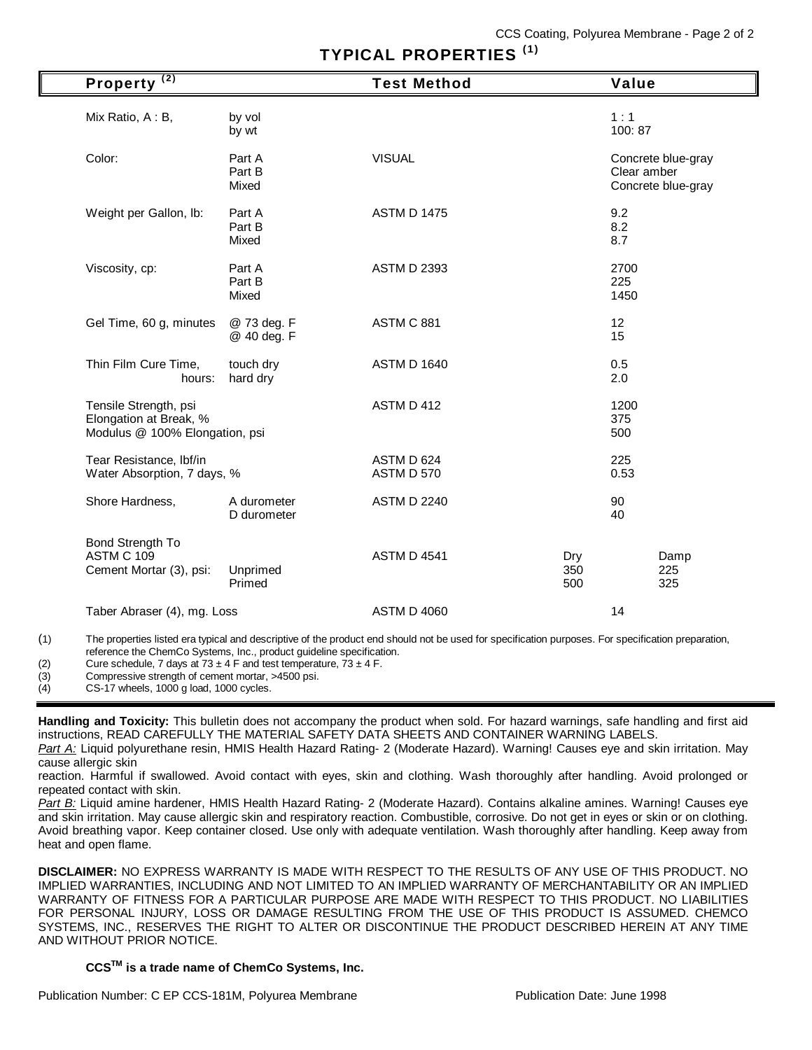## TYPICAL PROPERTIES [(1)]

| Property [(2)] | | Test Method | Value | |
|---|---|---|---|---|
| Mix Ratio, A : B, | by vol<br>by wt | | 1 : 1<br>100: 87 | |
| Color: | Part A<br>Part B<br>Mixed | VISUAL | Concrete blue-gray<br>Clear amber<br>Concrete blue-gray | |
| Weight per Gallon, lb: | Part A<br>Part B<br>Mixed | ASTM D 1475 | 9.2<br>8.2<br>8.7 | |
| Viscosity, cp: | Part A<br>Part B<br>Mixed | ASTM D 2393 | 2700<br>225<br>1450 | |
| Gel Time, 60 g, minutes | @ 73 deg. F<br>@ 40 deg. F | ASTM C 881 | 12<br>15 | |
| Thin Film Cure Time, hours: | touch dry<br>hard dry | ASTM D 1640 | 0.5<br>2.0 | |
| Tensile Strength, psi<br>Elongation at Break, %<br>Modulus @ 100% Elongation, psi | | ASTM D 412 | 1200<br>375<br>500 | |
| Tear Resistance, lbf/in<br>Water Absorption, 7 days, % | | ASTM D 624<br>ASTM D 570 | 225<br>0.53 | |
| Shore Hardness, | A durometer<br>D durometer | ASTM D 2240 | 90<br>40 | |
| Bond Strength To ASTM C 109 Cement Mortar (3), psi: | Unprimed<br>Primed | ASTM D 4541 | Dry<br>350<br>500 | Damp<br>225<br>325 |
| Taber Abraser (4), mg. Loss | | ASTM D 4060 | 14 | |

(1) The properties listed era typical and descriptive of the product end should not be used for specification purposes. For specification preparation, reference the ChemCo Systems, Inc., product guideline specification.
(2) Cure schedule, 7 days at 73 ± 4 F and test temperature, 73 ± 4 F.
(3) Compressive strength of cement mortar, >4500 psi.
(4) CS-17 wheels, 1000 g load, 1000 cycles.

**Handling and Toxicity:** This bulletin does not accompany the product when sold. For hazard warnings, safe handling and first aid instructions, READ CAREFULLY THE MATERIAL SAFETY DATA SHEETS AND CONTAINER WARNING LABELS.

*Part A:* Liquid polyurethane resin, HMIS Health Hazard Rating- 2 (Moderate Hazard). Warning! Causes eye and skin irritation. May cause allergic skin
reaction. Harmful if swallowed. Avoid contact with eyes, skin and clothing. Wash thoroughly after handling. Avoid prolonged or repeated contact with skin.

*Part B:* Liquid amine hardener, HMIS Health Hazard Rating- 2 (Moderate Hazard). Contains alkaline amines. Warning! Causes eye and skin irritation. May cause allergic skin and respiratory reaction. Combustible, corrosive. Do not get in eyes or skin or on clothing. Avoid breathing vapor. Keep container closed. Use only with adequate ventilation. Wash thoroughly after handling. Keep away from heat and open flame.

**DISCLAIMER:** NO EXPRESS WARRANTY IS MADE WITH RESPECT TO THE RESULTS OF ANY USE OF THIS PRODUCT. NO IMPLIED WARRANTIES, INCLUDING AND NOT LIMITED TO AN IMPLIED WARRANTY OF MERCHANTABILITY OR AN IMPLIED WARRANTY OF FITNESS FOR A PARTICULAR PURPOSE ARE MADE WITH RESPECT TO THIS PRODUCT. NO LIABILITIES FOR PERSONAL INJURY, LOSS OR DAMAGE RESULTING FROM THE USE OF THIS PRODUCT IS ASSUMED. CHEMCO SYSTEMS, INC., RESERVES THE RIGHT TO ALTER OR DISCONTINUE THE PRODUCT DESCRIBED HEREIN AT ANY TIME AND WITHOUT PRIOR NOTICE.

**CCS™ is a trade name of ChemCo Systems, Inc.**

Publication Number: C EP CCS-181M, Polyurea Membrane

Publication Date: June 1998